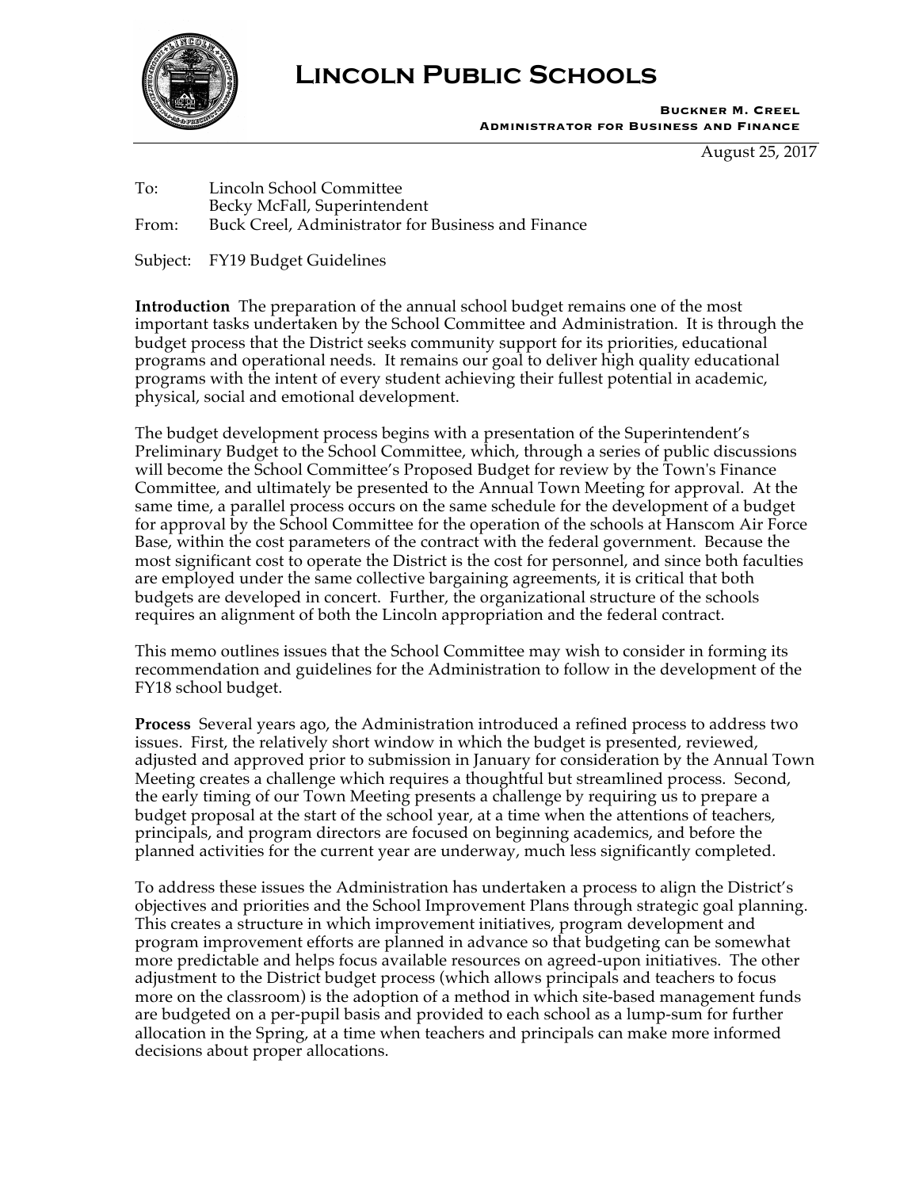# Lincoln Public Schools

**Buckner M. Creel**
**Administrator for Business and Finance**

August 25, 2017

To: Lincoln School Committee
Becky McFall, Superintendent
From: Buck Creel, Administrator for Business and Finance

Subject: FY19 Budget Guidelines

**Introduction** The preparation of the annual school budget remains one of the most important tasks undertaken by the School Committee and Administration. It is through the budget process that the District seeks community support for its priorities, educational programs and operational needs. It remains our goal to deliver high quality educational programs with the intent of every student achieving their fullest potential in academic, physical, social and emotional development.

The budget development process begins with a presentation of the Superintendent's Preliminary Budget to the School Committee, which, through a series of public discussions will become the School Committee's Proposed Budget for review by the Town's Finance Committee, and ultimately be presented to the Annual Town Meeting for approval. At the same time, a parallel process occurs on the same schedule for the development of a budget for approval by the School Committee for the operation of the schools at Hanscom Air Force Base, within the cost parameters of the contract with the federal government. Because the most significant cost to operate the District is the cost for personnel, and since both faculties are employed under the same collective bargaining agreements, it is critical that both budgets are developed in concert. Further, the organizational structure of the schools requires an alignment of both the Lincoln appropriation and the federal contract.

This memo outlines issues that the School Committee may wish to consider in forming its recommendation and guidelines for the Administration to follow in the development of the FY18 school budget.

**Process** Several years ago, the Administration introduced a refined process to address two issues. First, the relatively short window in which the budget is presented, reviewed, adjusted and approved prior to submission in January for consideration by the Annual Town Meeting creates a challenge which requires a thoughtful but streamlined process. Second, the early timing of our Town Meeting presents a challenge by requiring us to prepare a budget proposal at the start of the school year, at a time when the attentions of teachers, principals, and program directors are focused on beginning academics, and before the planned activities for the current year are underway, much less significantly completed.

To address these issues the Administration has undertaken a process to align the District's objectives and priorities and the School Improvement Plans through strategic goal planning. This creates a structure in which improvement initiatives, program development and program improvement efforts are planned in advance so that budgeting can be somewhat more predictable and helps focus available resources on agreed-upon initiatives. The other adjustment to the District budget process (which allows principals and teachers to focus more on the classroom) is the adoption of a method in which site-based management funds are budgeted on a per-pupil basis and provided to each school as a lump-sum for further allocation in the Spring, at a time when teachers and principals can make more informed decisions about proper allocations.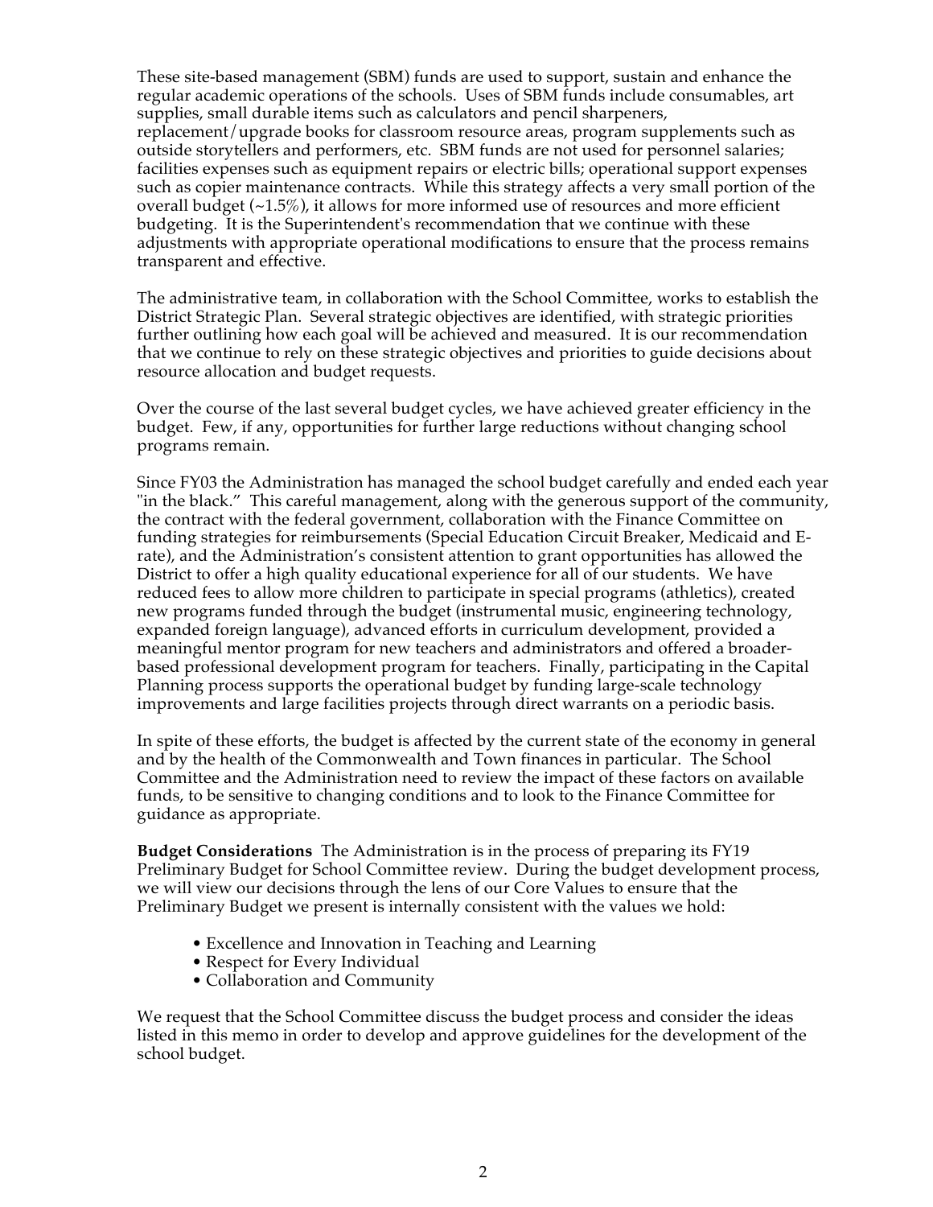These site-based management (SBM) funds are used to support, sustain and enhance the regular academic operations of the schools. Uses of SBM funds include consumables, art supplies, small durable items such as calculators and pencil sharpeners, replacement/upgrade books for classroom resource areas, program supplements such as outside storytellers and performers, etc. SBM funds are not used for personnel salaries; facilities expenses such as equipment repairs or electric bills; operational support expenses such as copier maintenance contracts. While this strategy affects a very small portion of the overall budget (~1.5%), it allows for more informed use of resources and more efficient budgeting. It is the Superintendent's recommendation that we continue with these adjustments with appropriate operational modifications to ensure that the process remains transparent and effective.

The administrative team, in collaboration with the School Committee, works to establish the District Strategic Plan. Several strategic objectives are identified, with strategic priorities further outlining how each goal will be achieved and measured. It is our recommendation that we continue to rely on these strategic objectives and priorities to guide decisions about resource allocation and budget requests.

Over the course of the last several budget cycles, we have achieved greater efficiency in the budget. Few, if any, opportunities for further large reductions without changing school programs remain.

Since FY03 the Administration has managed the school budget carefully and ended each year "in the black." This careful management, along with the generous support of the community, the contract with the federal government, collaboration with the Finance Committee on funding strategies for reimbursements (Special Education Circuit Breaker, Medicaid and E-rate), and the Administration's consistent attention to grant opportunities has allowed the District to offer a high quality educational experience for all of our students. We have reduced fees to allow more children to participate in special programs (athletics), created new programs funded through the budget (instrumental music, engineering technology, expanded foreign language), advanced efforts in curriculum development, provided a meaningful mentor program for new teachers and administrators and offered a broader-based professional development program for teachers. Finally, participating in the Capital Planning process supports the operational budget by funding large-scale technology improvements and large facilities projects through direct warrants on a periodic basis.

In spite of these efforts, the budget is affected by the current state of the economy in general and by the health of the Commonwealth and Town finances in particular. The School Committee and the Administration need to review the impact of these factors on available funds, to be sensitive to changing conditions and to look to the Finance Committee for guidance as appropriate.

**Budget Considerations** The Administration is in the process of preparing its FY19 Preliminary Budget for School Committee review. During the budget development process, we will view our decisions through the lens of our Core Values to ensure that the Preliminary Budget we present is internally consistent with the values we hold:

- Excellence and Innovation in Teaching and Learning
- Respect for Every Individual
- Collaboration and Community

We request that the School Committee discuss the budget process and consider the ideas listed in this memo in order to develop and approve guidelines for the development of the school budget.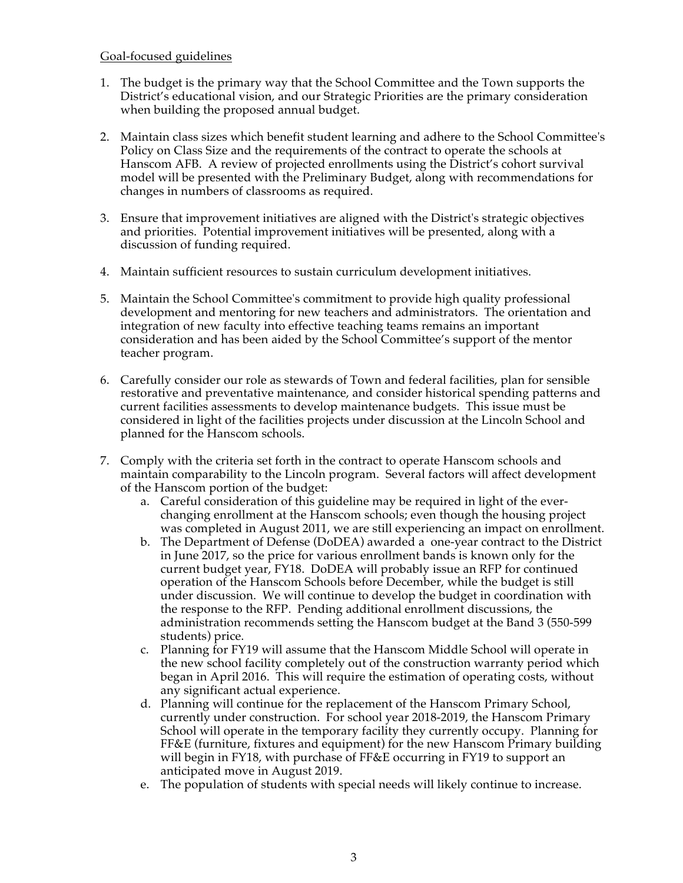Goal-focused guidelines

1. The budget is the primary way that the School Committee and the Town supports the District's educational vision, and our Strategic Priorities are the primary consideration when building the proposed annual budget.

2. Maintain class sizes which benefit student learning and adhere to the School Committee's Policy on Class Size and the requirements of the contract to operate the schools at Hanscom AFB. A review of projected enrollments using the District's cohort survival model will be presented with the Preliminary Budget, along with recommendations for changes in numbers of classrooms as required.

3. Ensure that improvement initiatives are aligned with the District's strategic objectives and priorities. Potential improvement initiatives will be presented, along with a discussion of funding required.

4. Maintain sufficient resources to sustain curriculum development initiatives.

5. Maintain the School Committee's commitment to provide high quality professional development and mentoring for new teachers and administrators. The orientation and integration of new faculty into effective teaching teams remains an important consideration and has been aided by the School Committee's support of the mentor teacher program.

6. Carefully consider our role as stewards of Town and federal facilities, plan for sensible restorative and preventative maintenance, and consider historical spending patterns and current facilities assessments to develop maintenance budgets. This issue must be considered in light of the facilities projects under discussion at the Lincoln School and planned for the Hanscom schools.

7. Comply with the criteria set forth in the contract to operate Hanscom schools and maintain comparability to the Lincoln program. Several factors will affect development of the Hanscom portion of the budget:
   a. Careful consideration of this guideline may be required in light of the ever-changing enrollment at the Hanscom schools; even though the housing project was completed in August 2011, we are still experiencing an impact on enrollment.
   b. The Department of Defense (DoDEA) awarded a one-year contract to the District in June 2017, so the price for various enrollment bands is known only for the current budget year, FY18. DoDEA will probably issue an RFP for continued operation of the Hanscom Schools before December, while the budget is still under discussion. We will continue to develop the budget in coordination with the response to the RFP. Pending additional enrollment discussions, the administration recommends setting the Hanscom budget at the Band 3 (550-599 students) price.
   c. Planning for FY19 will assume that the Hanscom Middle School will operate in the new school facility completely out of the construction warranty period which began in April 2016. This will require the estimation of operating costs, without any significant actual experience.
   d. Planning will continue for the replacement of the Hanscom Primary School, currently under construction. For school year 2018-2019, the Hanscom Primary School will operate in the temporary facility they currently occupy. Planning for FF&E (furniture, fixtures and equipment) for the new Hanscom Primary building will begin in FY18, with purchase of FF&E occurring in FY19 to support an anticipated move in August 2019.
   e. The population of students with special needs will likely continue to increase.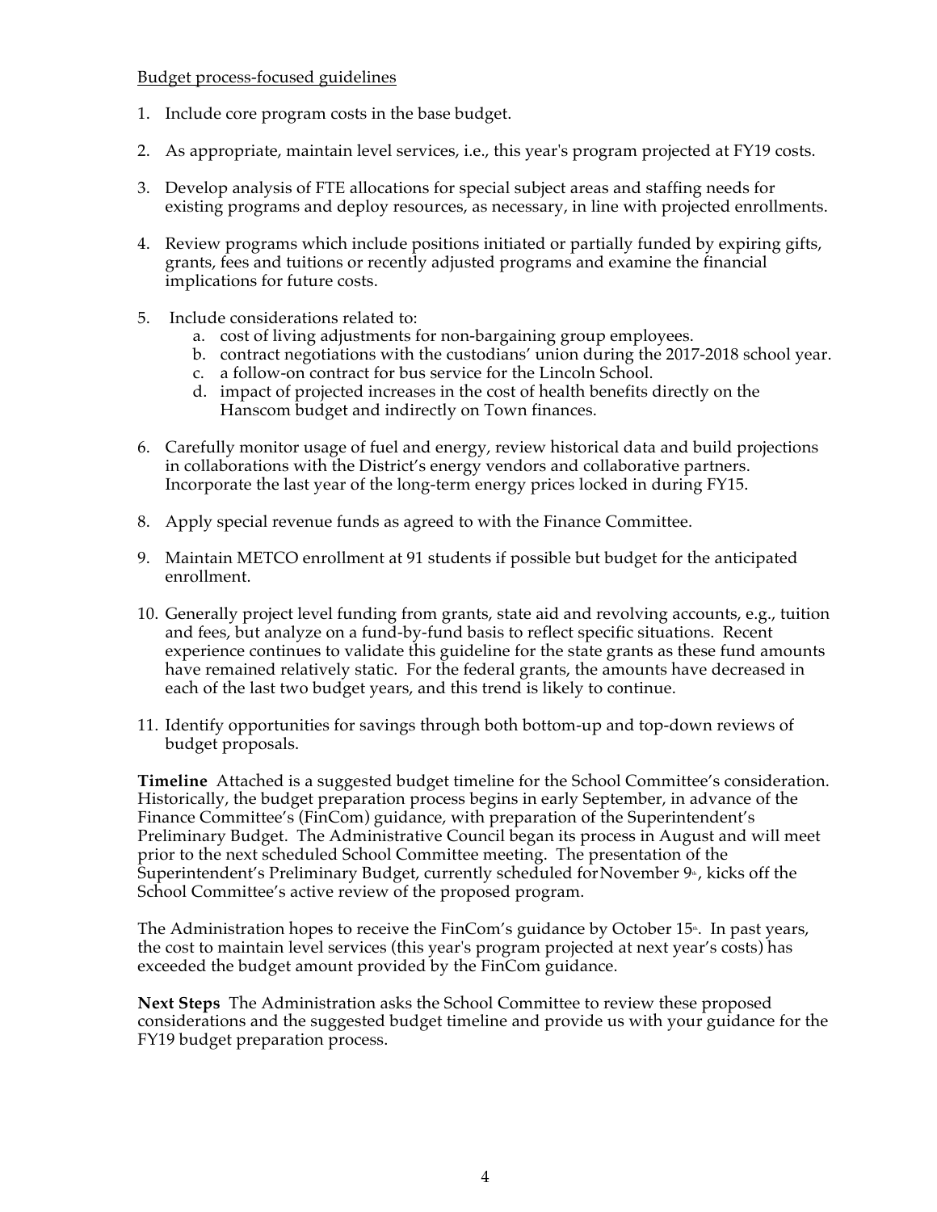Budget process-focused guidelines

1. Include core program costs in the base budget.

2. As appropriate, maintain level services, i.e., this year's program projected at FY19 costs.

3. Develop analysis of FTE allocations for special subject areas and staffing needs for existing programs and deploy resources, as necessary, in line with projected enrollments.

4. Review programs which include positions initiated or partially funded by expiring gifts, grants, fees and tuitions or recently adjusted programs and examine the financial implications for future costs.

5. Include considerations related to:
   a. cost of living adjustments for non-bargaining group employees.
   b. contract negotiations with the custodians' union during the 2017-2018 school year.
   c. a follow-on contract for bus service for the Lincoln School.
   d. impact of projected increases in the cost of health benefits directly on the Hanscom budget and indirectly on Town finances.

6. Carefully monitor usage of fuel and energy, review historical data and build projections in collaborations with the District's energy vendors and collaborative partners. Incorporate the last year of the long-term energy prices locked in during FY15.

8. Apply special revenue funds as agreed to with the Finance Committee.

9. Maintain METCO enrollment at 91 students if possible but budget for the anticipated enrollment.

10. Generally project level funding from grants, state aid and revolving accounts, e.g., tuition and fees, but analyze on a fund-by-fund basis to reflect specific situations. Recent experience continues to validate this guideline for the state grants as these fund amounts have remained relatively static. For the federal grants, the amounts have decreased in each of the last two budget years, and this trend is likely to continue.

11. Identify opportunities for savings through both bottom-up and top-down reviews of budget proposals.

**Timeline** Attached is a suggested budget timeline for the School Committee's consideration. Historically, the budget preparation process begins in early September, in advance of the Finance Committee's (FinCom) guidance, with preparation of the Superintendent's Preliminary Budget. The Administrative Council began its process in August and will meet prior to the next scheduled School Committee meeting. The presentation of the Superintendent's Preliminary Budget, currently scheduled for November 9th, kicks off the School Committee's active review of the proposed program.

The Administration hopes to receive the FinCom's guidance by October 15th. In past years, the cost to maintain level services (this year's program projected at next year's costs) has exceeded the budget amount provided by the FinCom guidance.

**Next Steps** The Administration asks the School Committee to review these proposed considerations and the suggested budget timeline and provide us with your guidance for the FY19 budget preparation process.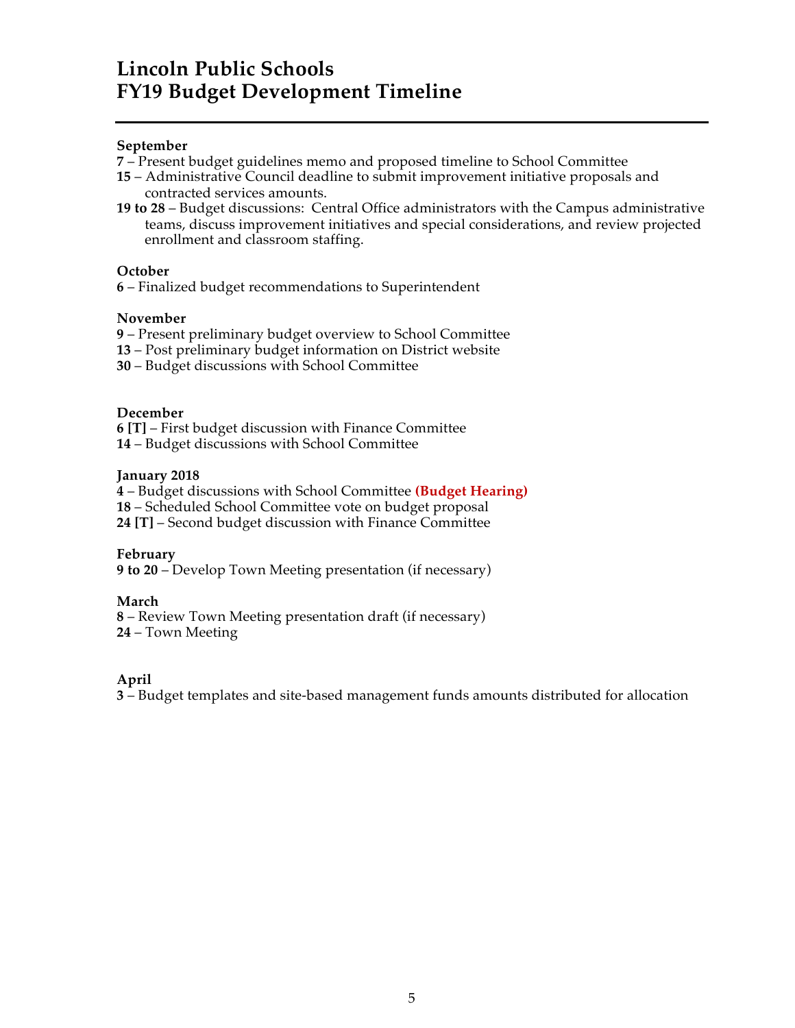# Lincoln Public Schools
# FY19 Budget Development Timeline

**September**

**7** – Present budget guidelines memo and proposed timeline to School Committee
**15** – Administrative Council deadline to submit improvement initiative proposals and contracted services amounts.
**19 to 28** – Budget discussions: Central Office administrators with the Campus administrative teams, discuss improvement initiatives and special considerations, and review projected enrollment and classroom staffing.

**October**

**6** – Finalized budget recommendations to Superintendent

**November**

**9** – Present preliminary budget overview to School Committee
**13** – Post preliminary budget information on District website
**30** – Budget discussions with School Committee

**December**

**6 [T]** – First budget discussion with Finance Committee
**14** – Budget discussions with School Committee

**January 2018**

**4** – Budget discussions with School Committee **(Budget Hearing)**
**18** – Scheduled School Committee vote on budget proposal
**24 [T]** – Second budget discussion with Finance Committee

**February**

**9 to 20** – Develop Town Meeting presentation (if necessary)

**March**

**8** – Review Town Meeting presentation draft (if necessary)
**24** – Town Meeting

**April**

**3** – Budget templates and site-based management funds amounts distributed for allocation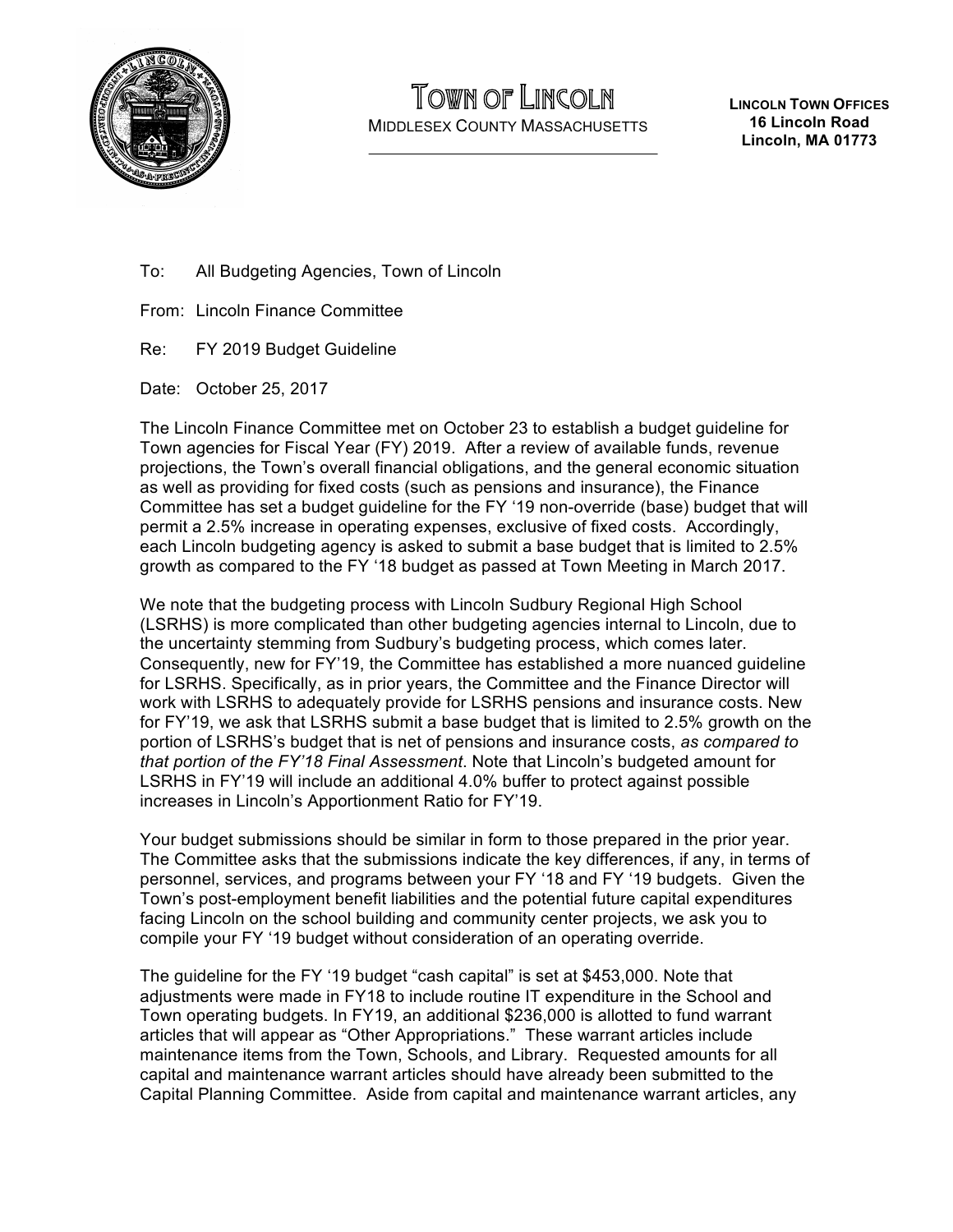# Town of Lincoln

MIDDLESEX COUNTY MASSACHUSETTS

**LINCOLN TOWN OFFICES**
**16 Lincoln Road**
**Lincoln, MA 01773**

To: All Budgeting Agencies, Town of Lincoln

From: Lincoln Finance Committee

Re: FY 2019 Budget Guideline

Date: October 25, 2017

The Lincoln Finance Committee met on October 23 to establish a budget guideline for Town agencies for Fiscal Year (FY) 2019. After a review of available funds, revenue projections, the Town's overall financial obligations, and the general economic situation as well as providing for fixed costs (such as pensions and insurance), the Finance Committee has set a budget guideline for the FY '19 non-override (base) budget that will permit a 2.5% increase in operating expenses, exclusive of fixed costs. Accordingly, each Lincoln budgeting agency is asked to submit a base budget that is limited to 2.5% growth as compared to the FY '18 budget as passed at Town Meeting in March 2017.

We note that the budgeting process with Lincoln Sudbury Regional High School (LSRHS) is more complicated than other budgeting agencies internal to Lincoln, due to the uncertainty stemming from Sudbury's budgeting process, which comes later. Consequently, new for FY'19, the Committee has established a more nuanced guideline for LSRHS. Specifically, as in prior years, the Committee and the Finance Director will work with LSRHS to adequately provide for LSRHS pensions and insurance costs. New for FY'19, we ask that LSRHS submit a base budget that is limited to 2.5% growth on the portion of LSRHS's budget that is net of pensions and insurance costs, *as compared to that portion of the FY'18 Final Assessment*. Note that Lincoln's budgeted amount for LSRHS in FY'19 will include an additional 4.0% buffer to protect against possible increases in Lincoln's Apportionment Ratio for FY'19.

Your budget submissions should be similar in form to those prepared in the prior year. The Committee asks that the submissions indicate the key differences, if any, in terms of personnel, services, and programs between your FY '18 and FY '19 budgets. Given the Town's post-employment benefit liabilities and the potential future capital expenditures facing Lincoln on the school building and community center projects, we ask you to compile your FY '19 budget without consideration of an operating override.

The guideline for the FY '19 budget "cash capital" is set at $453,000. Note that adjustments were made in FY18 to include routine IT expenditure in the School and Town operating budgets. In FY19, an additional $236,000 is allotted to fund warrant articles that will appear as "Other Appropriations." These warrant articles include maintenance items from the Town, Schools, and Library. Requested amounts for all capital and maintenance warrant articles should have already been submitted to the Capital Planning Committee. Aside from capital and maintenance warrant articles, any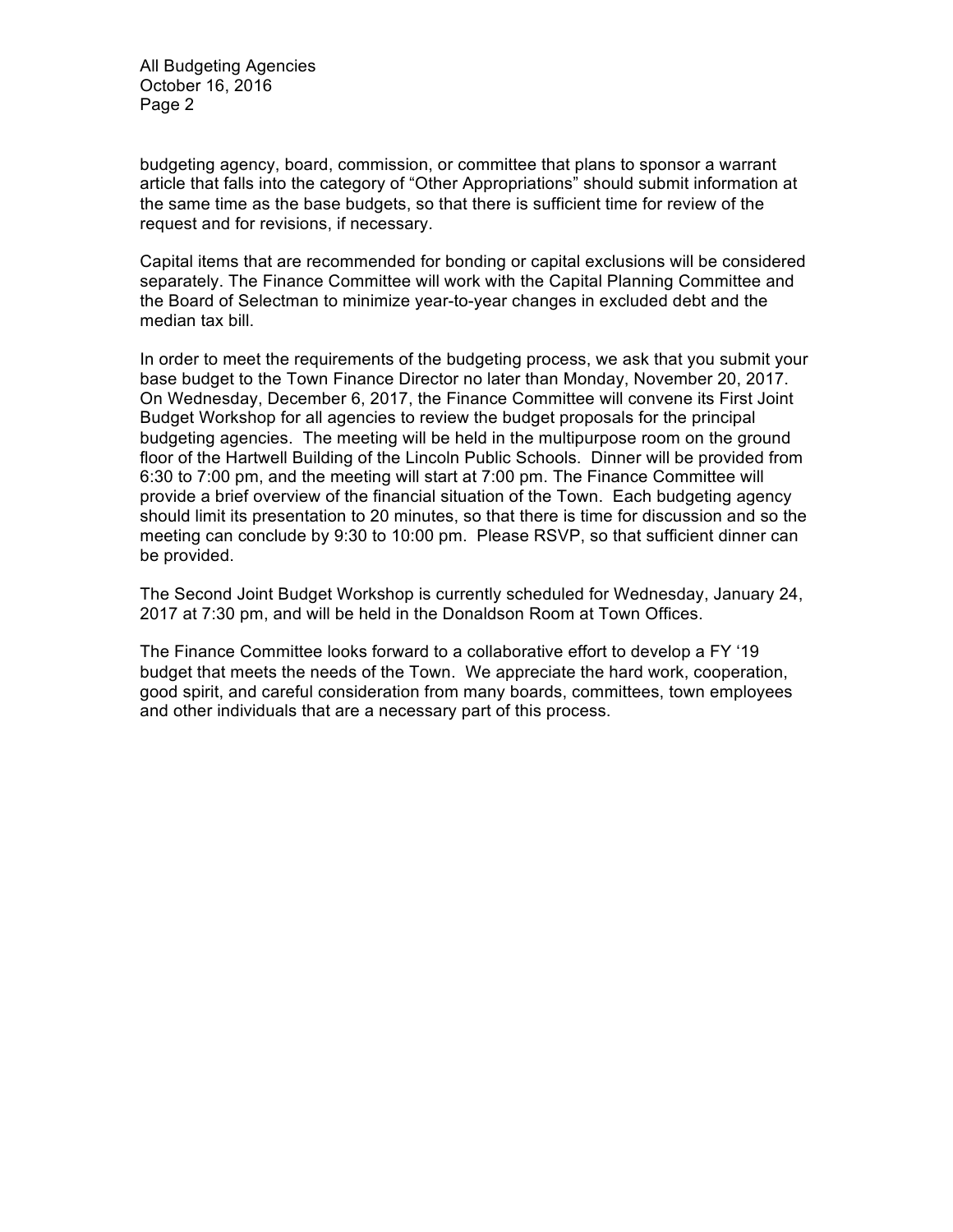budgeting agency, board, commission, or committee that plans to sponsor a warrant article that falls into the category of "Other Appropriations" should submit information at the same time as the base budgets, so that there is sufficient time for review of the request and for revisions, if necessary.

Capital items that are recommended for bonding or capital exclusions will be considered separately. The Finance Committee will work with the Capital Planning Committee and the Board of Selectman to minimize year-to-year changes in excluded debt and the median tax bill.

In order to meet the requirements of the budgeting process, we ask that you submit your base budget to the Town Finance Director no later than Monday, November 20, 2017. On Wednesday, December 6, 2017, the Finance Committee will convene its First Joint Budget Workshop for all agencies to review the budget proposals for the principal budgeting agencies. The meeting will be held in the multipurpose room on the ground floor of the Hartwell Building of the Lincoln Public Schools. Dinner will be provided from 6:30 to 7:00 pm, and the meeting will start at 7:00 pm. The Finance Committee will provide a brief overview of the financial situation of the Town. Each budgeting agency should limit its presentation to 20 minutes, so that there is time for discussion and so the meeting can conclude by 9:30 to 10:00 pm. Please RSVP, so that sufficient dinner can be provided.

The Second Joint Budget Workshop is currently scheduled for Wednesday, January 24, 2017 at 7:30 pm, and will be held in the Donaldson Room at Town Offices.

The Finance Committee looks forward to a collaborative effort to develop a FY '19 budget that meets the needs of the Town. We appreciate the hard work, cooperation, good spirit, and careful consideration from many boards, committees, town employees and other individuals that are a necessary part of this process.